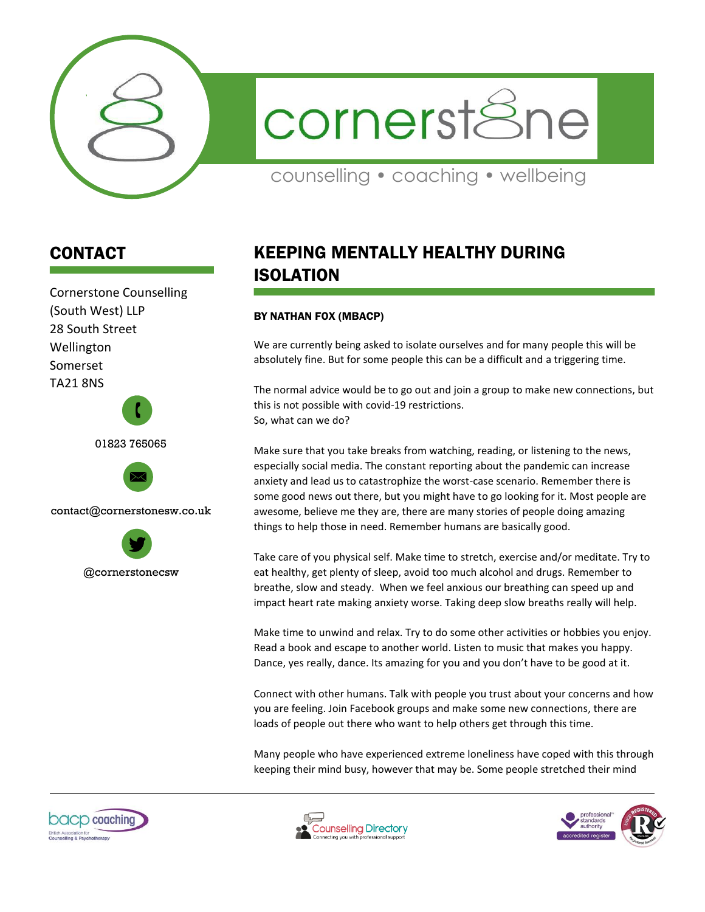cornerstone

counselling • coaching • wellbeing

## CONTACT

Cornerstone Counselling (South West) LLP
28 South Street
Wellington
Somerset
TA21 8NS

01823 765065

contact@cornerstonesw.co.uk

@cornerstonecsw

# KEEPING MENTALLY HEALTHY DURING ISOLATION

**BY NATHAN FOX (MBACP)**

We are currently being asked to isolate ourselves and for many people this will be absolutely fine. But for some people this can be a difficult and a triggering time.

The normal advice would be to go out and join a group to make new connections, but this is not possible with covid-19 restrictions.
So, what can we do?

Make sure that you take breaks from watching, reading, or listening to the news, especially social media. The constant reporting about the pandemic can increase anxiety and lead us to catastrophize the worst-case scenario. Remember there is some good news out there, but you might have to go looking for it. Most people are awesome, believe me they are, there are many stories of people doing amazing things to help those in need. Remember humans are basically good.

Take care of you physical self. Make time to stretch, exercise and/or meditate. Try to eat healthy, get plenty of sleep, avoid too much alcohol and drugs. Remember to breathe, slow and steady. When we feel anxious our breathing can speed up and impact heart rate making anxiety worse. Taking deep slow breaths really will help.

Make time to unwind and relax. Try to do some other activities or hobbies you enjoy. Read a book and escape to another world. Listen to music that makes you happy. Dance, yes really, dance. Its amazing for you and you don't have to be good at it.

Connect with other humans. Talk with people you trust about your concerns and how you are feeling. Join Facebook groups and make some new connections, there are loads of people out there who want to help others get through this time.

Many people who have experienced extreme loneliness have coped with this through keeping their mind busy, however that may be. Some people stretched their mind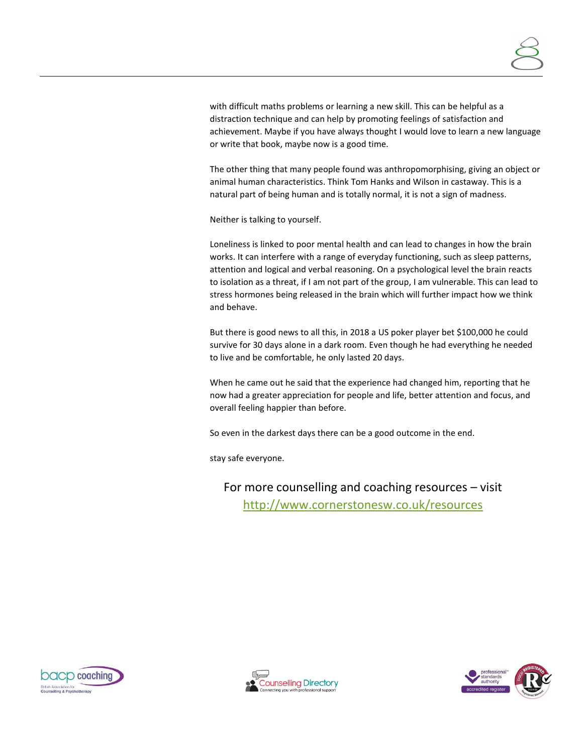with difficult maths problems or learning a new skill. This can be helpful as a distraction technique and can help by promoting feelings of satisfaction and achievement. Maybe if you have always thought I would love to learn a new language or write that book, maybe now is a good time.

The other thing that many people found was anthropomorphising, giving an object or animal human characteristics. Think Tom Hanks and Wilson in castaway. This is a natural part of being human and is totally normal, it is not a sign of madness.

Neither is talking to yourself.

Loneliness is linked to poor mental health and can lead to changes in how the brain works. It can interfere with a range of everyday functioning, such as sleep patterns, attention and logical and verbal reasoning. On a psychological level the brain reacts to isolation as a threat, if I am not part of the group, I am vulnerable. This can lead to stress hormones being released in the brain which will further impact how we think and behave.

But there is good news to all this, in 2018 a US poker player bet $100,000 he could survive for 30 days alone in a dark room. Even though he had everything he needed to live and be comfortable, he only lasted 20 days.

When he came out he said that the experience had changed him, reporting that he now had a greater appreciation for people and life, better attention and focus, and overall feeling happier than before.

So even in the darkest days there can be a good outcome in the end.

stay safe everyone.

For more counselling and coaching resources – visit http://www.cornerstonesw.co.uk/resources